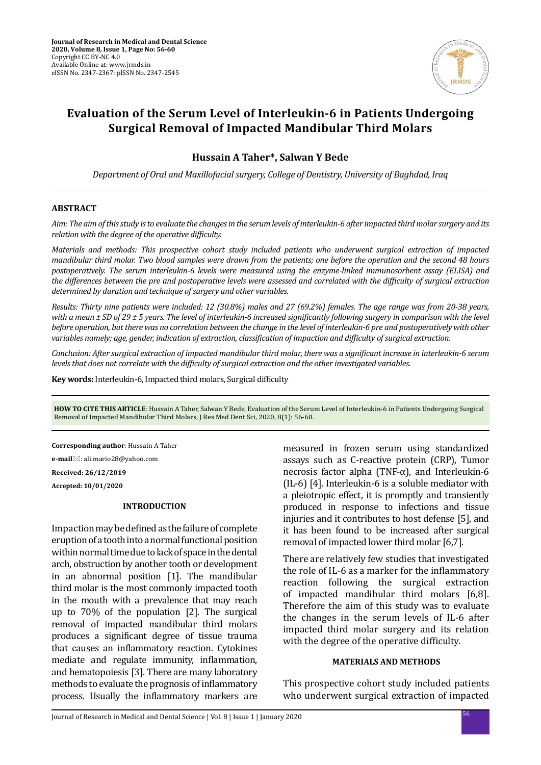# Evaluation of the Serum Level of Interleukin-6 in Patients Undergoing Surgical Removal of Impacted Mandibular Third Molars

**Hussain A Taher*, Salwan Y Bede**

*Department of Oral and Maxillofacial surgery, College of Dentistry, University of Baghdad, Iraq*

## ABSTRACT

*Aim: The aim of this study is to evaluate the changes in the serum levels of interleukin-6 after impacted third molar surgery and its relation with the degree of the operative difficulty.*

*Materials and methods: This prospective cohort study included patients who underwent surgical extraction of impacted mandibular third molar. Two blood samples were drawn from the patients; one before the operation and the second 48 hours postoperatively. The serum interleukin-6 levels were measured using the enzyme-linked immunosorbent assay (ELISA) and the differences between the pre and postoperative levels were assessed and correlated with the difficulty of surgical extraction determined by duration and technique of surgery and other variables.*

*Results: Thirty nine patients were included: 12 (30.8%) males and 27 (69.2%) females. The age range was from 20-38 years, with a mean ± SD of 29 ± 5 years. The level of interleukin-6 increased significantly following surgery in comparison with the level before operation, but there was no correlation between the change in the level of interleukin-6 pre and postoperatively with other variables namely; age, gender, indication of extraction, classification of impaction and difficulty of surgical extraction.*

*Conclusion: After surgical extraction of impacted mandibular third molar, there was a significant increase in interleukin-6 serum levels that does not correlate with the difficulty of surgical extraction and the other investigated variables.*

**Key words:** Interleukin-6, Impacted third molars, Surgical difficulty

**HOW TO CITE THIS ARTICLE**: Hussain A Taher, Salwan Y Bede, Evaluation of the Serum Level of Interleukin-6 in Patients Undergoing Surgical Removal of Impacted Mandibular Third Molars, J Res Med Dent Sci, 2020, 8(1): 56-60.

**Corresponding author**: Hussain A Taher

**e-mail**: ali.mario28@yahoo.com

**Received: 26/12/2019**

**Accepted: 10/01/2020**

## INTRODUCTION

Impaction may be defined as the failure of complete eruption of a tooth into a normal functional position within normal time due to lack of space in the dental arch, obstruction by another tooth or development in an abnormal position [1]. The mandibular third molar is the most commonly impacted tooth in the mouth with a prevalence that may reach up to 70% of the population [2]. The surgical removal of impacted mandibular third molars produces a significant degree of tissue trauma that causes an inflammatory reaction. Cytokines mediate and regulate immunity, inflammation, and hematopoiesis [3]. There are many laboratory methods to evaluate the prognosis of inflammatory process. Usually the inflammatory markers are measured in frozen serum using standardized assays such as C-reactive protein (CRP), Tumor necrosis factor alpha (TNF-α), and Interleukin-6 (IL-6) [4]. Interleukin-6 is a soluble mediator with a pleiotropic effect, it is promptly and transiently produced in response to infections and tissue injuries and it contributes to host defense [5], and it has been found to be increased after surgical removal of impacted lower third molar [6,7].

There are relatively few studies that investigated the role of IL-6 as a marker for the inflammatory reaction following the surgical extraction of impacted mandibular third molars [6,8]. Therefore the aim of this study was to evaluate the changes in the serum levels of IL-6 after impacted third molar surgery and its relation with the degree of the operative difficulty.

## MATERIALS AND METHODS

This prospective cohort study included patients who underwent surgical extraction of impacted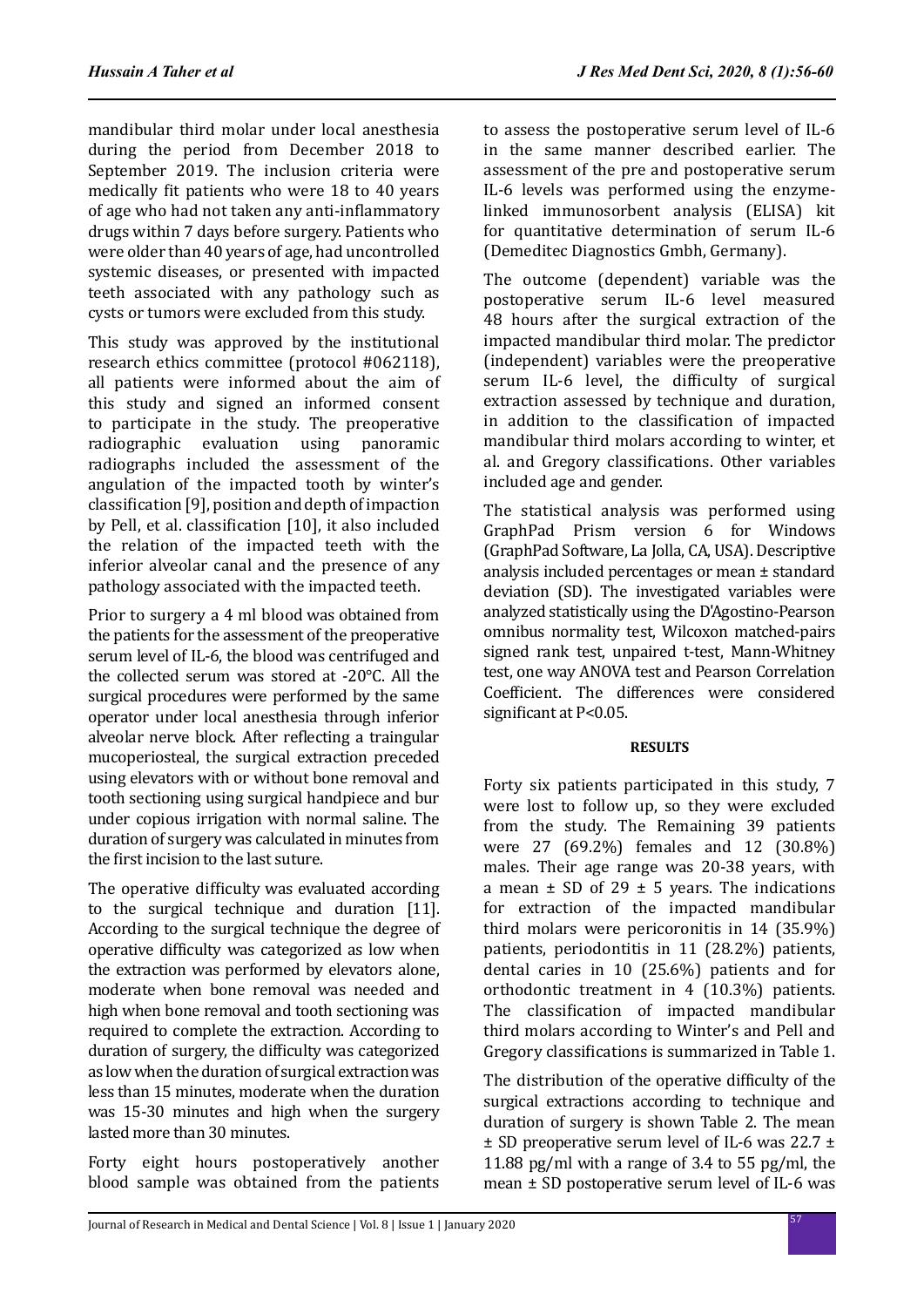mandibular third molar under local anesthesia during the period from December 2018 to September 2019. The inclusion criteria were medically fit patients who were 18 to 40 years of age who had not taken any anti-inflammatory drugs within 7 days before surgery. Patients who were older than 40 years of age, had uncontrolled systemic diseases, or presented with impacted teeth associated with any pathology such as cysts or tumors were excluded from this study.

This study was approved by the institutional research ethics committee (protocol #062118), all patients were informed about the aim of this study and signed an informed consent to participate in the study. The preoperative radiographic evaluation using panoramic radiographs included the assessment of the angulation of the impacted tooth by winter's classification [9], position and depth of impaction by Pell, et al. classification [10], it also included the relation of the impacted teeth with the inferior alveolar canal and the presence of any pathology associated with the impacted teeth.

Prior to surgery a 4 ml blood was obtained from the patients for the assessment of the preoperative serum level of IL-6, the blood was centrifuged and the collected serum was stored at -20°C. All the surgical procedures were performed by the same operator under local anesthesia through inferior alveolar nerve block. After reflecting a traingular mucoperiosteal, the surgical extraction preceded using elevators with or without bone removal and tooth sectioning using surgical handpiece and bur under copious irrigation with normal saline. The duration of surgery was calculated in minutes from the first incision to the last suture.

The operative difficulty was evaluated according to the surgical technique and duration [11]. According to the surgical technique the degree of operative difficulty was categorized as low when the extraction was performed by elevators alone, moderate when bone removal was needed and high when bone removal and tooth sectioning was required to complete the extraction. According to duration of surgery, the difficulty was categorized as low when the duration of surgical extraction was less than 15 minutes, moderate when the duration was 15-30 minutes and high when the surgery lasted more than 30 minutes.

Forty eight hours postoperatively another blood sample was obtained from the patients to assess the postoperative serum level of IL-6 in the same manner described earlier. The assessment of the pre and postoperative serum IL-6 levels was performed using the enzyme-linked immunosorbent analysis (ELISA) kit for quantitative determination of serum IL-6 (Demeditec Diagnostics Gmbh, Germany).

The outcome (dependent) variable was the postoperative serum IL-6 level measured 48 hours after the surgical extraction of the impacted mandibular third molar. The predictor (independent) variables were the preoperative serum IL-6 level, the difficulty of surgical extraction assessed by technique and duration, in addition to the classification of impacted mandibular third molars according to winter, et al. and Gregory classifications. Other variables included age and gender.

The statistical analysis was performed using GraphPad Prism version 6 for Windows (GraphPad Software, La Jolla, CA, USA). Descriptive analysis included percentages or mean ± standard deviation (SD). The investigated variables were analyzed statistically using the D'Agostino-Pearson omnibus normality test, Wilcoxon matched-pairs signed rank test, unpaired t-test, Mann-Whitney test, one way ANOVA test and Pearson Correlation Coefficient. The differences were considered significant at $P<0.05$.

## RESULTS

Forty six patients participated in this study, 7 were lost to follow up, so they were excluded from the study. The Remaining 39 patients were 27 (69.2%) females and 12 (30.8%) males. Their age range was 20-38 years, with a mean ± SD of 29 ± 5 years. The indications for extraction of the impacted mandibular third molars were pericoronitis in 14 (35.9%) patients, periodontitis in 11 (28.2%) patients, dental caries in 10 (25.6%) patients and for orthodontic treatment in 4 (10.3%) patients. The classification of impacted mandibular third molars according to Winter's and Pell and Gregory classifications is summarized in Table 1.

The distribution of the operative difficulty of the surgical extractions according to technique and duration of surgery is shown Table 2. The mean ± SD preoperative serum level of IL-6 was 22.7 ± 11.88 pg/ml with a range of 3.4 to 55 pg/ml, the mean ± SD postoperative serum level of IL-6 was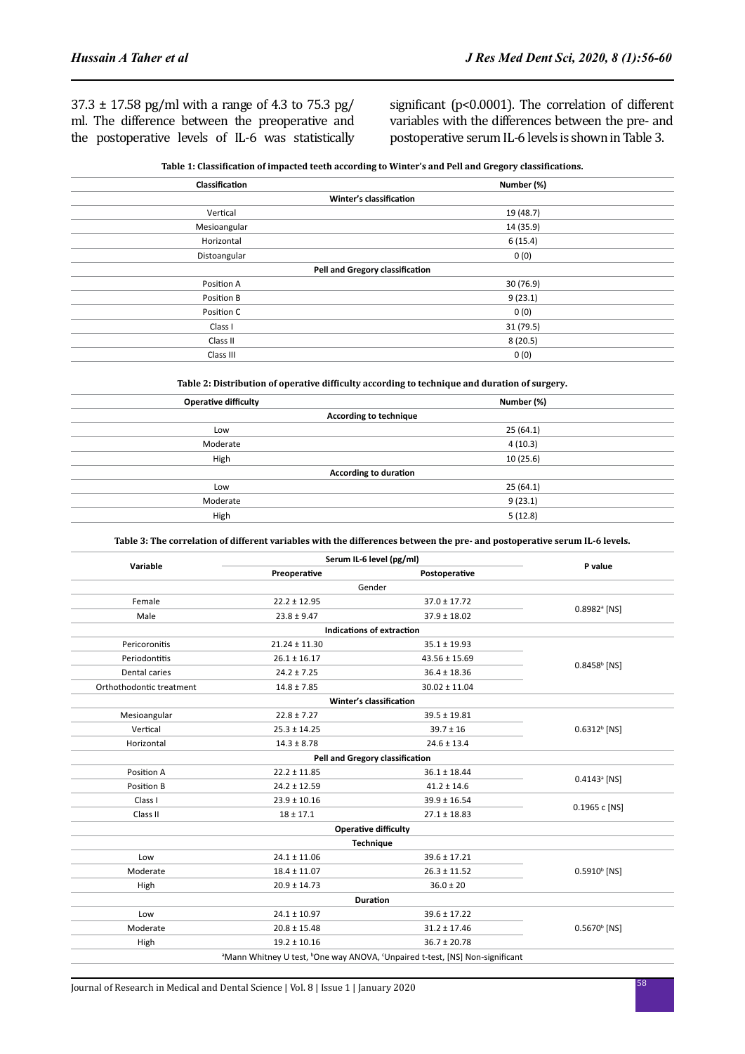37.3 ± 17.58 pg/ml with a range of 4.3 to 75.3 pg/ml. The difference between the preoperative and the postoperative levels of IL-6 was statistically significant ($p<0.0001$). The correlation of different variables with the differences between the pre- and postoperative serum IL-6 levels is shown in Table 3.

**Table 1: Classification of impacted teeth according to Winter's and Pell and Gregory classifications.**

| Classification | Number (%) |
|---|---|
| **Winter's classification** | |
| Vertical | 19 (48.7) |
| Mesioangular | 14 (35.9) |
| Horizontal | 6 (15.4) |
| Distoangular | 0 (0) |
| **Pell and Gregory classification** | |
| Position A | 30 (76.9) |
| Position B | 9 (23.1) |
| Position C | 0 (0) |
| Class I | 31 (79.5) |
| Class II | 8 (20.5) |
| Class III | 0 (0) |

**Table 2: Distribution of operative difficulty according to technique and duration of surgery.**

| Operative difficulty | Number (%) |
|---|---|
| **According to technique** | |
| Low | 25 (64.1) |
| Moderate | 4 (10.3) |
| High | 10 (25.6) |
| **According to duration** | |
| Low | 25 (64.1) |
| Moderate | 9 (23.1) |
| High | 5 (12.8) |

**Table 3: The correlation of different variables with the differences between the pre- and postoperative serum IL-6 levels.**

| Variable | Serum IL-6 level (pg/ml) | | P value |
|---|---|---|---|
| | Preoperative | Postoperative | |
| Gender | | | |
| Female | 22.2 ± 12.95 | 37.0 ± 17.72 | 0.8982[a] [NS] |
| Male | 23.8 ± 9.47 | 37.9 ± 18.02 | |
| **Indications of extraction** | | | |
| Pericoronitis | 21.24 ± 11.30 | 35.1 ± 19.93 | 0.8458[b] [NS] |
| Periodontitis | 26.1 ± 16.17 | 43.56 ± 15.69 | |
| Dental caries | 24.2 ± 7.25 | 36.4 ± 18.36 | |
| Orthothodontic treatment | 14.8 ± 7.85 | 30.02 ± 11.04 | |
| **Winter's classification** | | | |
| Mesioangular | 22.8 ± 7.27 | 39.5 ± 19.81 | 0.6312[b] [NS] |
| Vertical | 25.3 ± 14.25 | 39.7 ± 16 | |
| Horizontal | 14.3 ± 8.78 | 24.6 ± 13.4 | |
| **Pell and Gregory classification** | | | |
| Position A | 22.2 ± 11.85 | 36.1 ± 18.44 | 0.4143[a] [NS] |
| Position B | 24.2 ± 12.59 | 41.2 ± 14.6 | |
| Class I | 23.9 ± 10.16 | 39.9 ± 16.54 | 0.1965 c [NS] |
| Class II | 18 ± 17.1 | 27.1 ± 18.83 | |
| **Operative difficulty** | | | |
| **Technique** | | | |
| Low | 24.1 ± 11.06 | 39.6 ± 17.21 | 0.5910[b] [NS] |
| Moderate | 18.4 ± 11.07 | 26.3 ± 11.52 | |
| High | 20.9 ± 14.73 | 36.0 ± 20 | |
| **Duration** | | | |
| Low | 24.1 ± 10.97 | 39.6 ± 17.22 | 0.5670[b] [NS] |
| Moderate | 20.8 ± 15.48 | 31.2 ± 17.46 | |
| High | 19.2 ± 10.16 | 36.7 ± 20.78 | |

[a]Mann Whitney U test, [b]One way ANOVA, [c]Unpaired t-test, [NS] Non-significant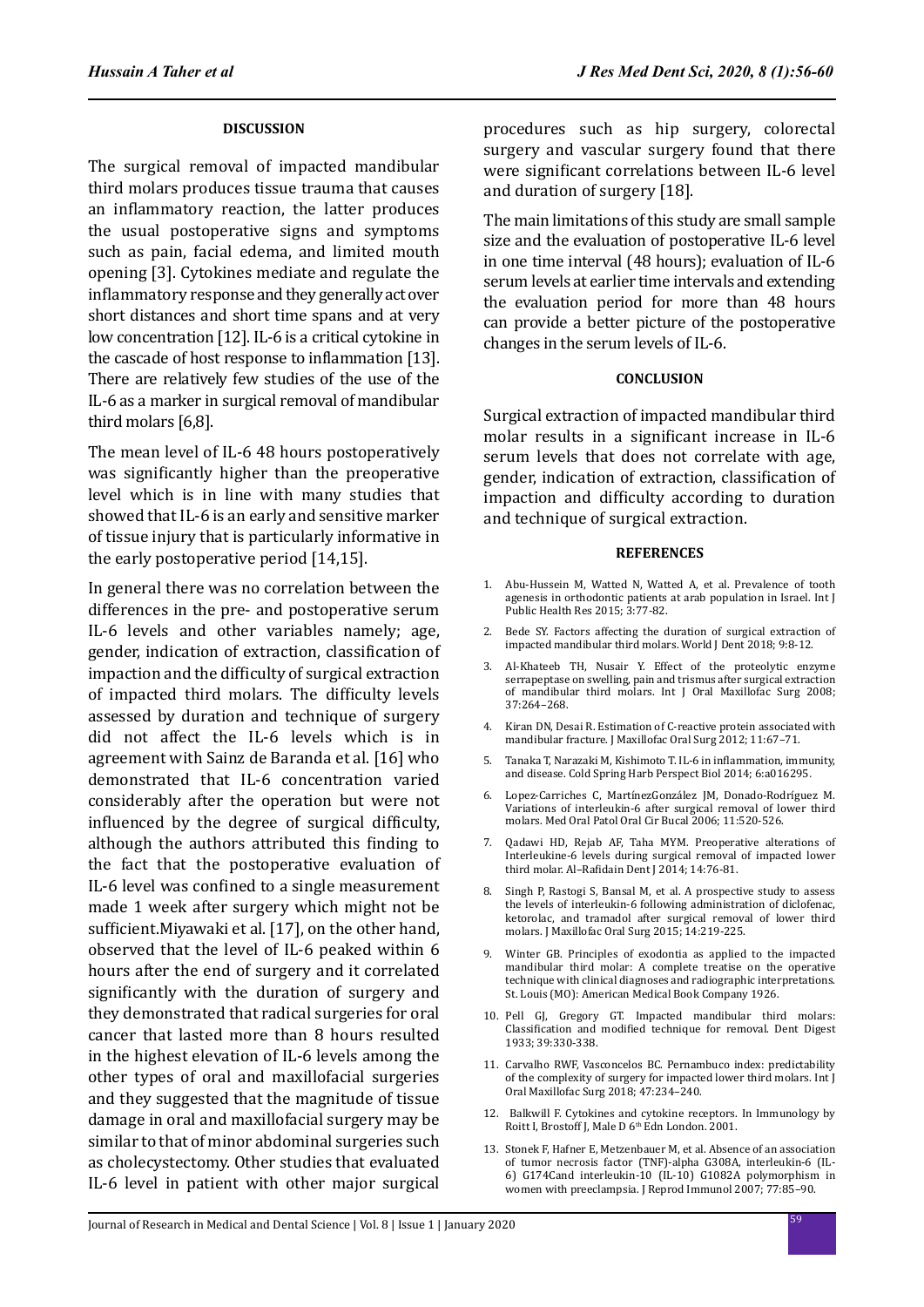## DISCUSSION

The surgical removal of impacted mandibular third molars produces tissue trauma that causes an inflammatory reaction, the latter produces the usual postoperative signs and symptoms such as pain, facial edema, and limited mouth opening [3]. Cytokines mediate and regulate the inflammatory response and they generally act over short distances and short time spans and at very low concentration [12]. IL-6 is a critical cytokine in the cascade of host response to inflammation [13]. There are relatively few studies of the use of the IL-6 as a marker in surgical removal of mandibular third molars [6,8].

The mean level of IL-6 48 hours postoperatively was significantly higher than the preoperative level which is in line with many studies that showed that IL-6 is an early and sensitive marker of tissue injury that is particularly informative in the early postoperative period [14,15].

In general there was no correlation between the differences in the pre- and postoperative serum IL-6 levels and other variables namely; age, gender, indication of extraction, classification of impaction and the difficulty of surgical extraction of impacted third molars. The difficulty levels assessed by duration and technique of surgery did not affect the IL-6 levels which is in agreement with Sainz de Baranda et al. [16] who demonstrated that IL-6 concentration varied considerably after the operation but were not influenced by the degree of surgical difficulty, although the authors attributed this finding to the fact that the postoperative evaluation of IL-6 level was confined to a single measurement made 1 week after surgery which might not be sufficient.Miyawaki et al. [17], on the other hand, observed that the level of IL-6 peaked within 6 hours after the end of surgery and it correlated significantly with the duration of surgery and they demonstrated that radical surgeries for oral cancer that lasted more than 8 hours resulted in the highest elevation of IL-6 levels among the other types of oral and maxillofacial surgeries and they suggested that the magnitude of tissue damage in oral and maxillofacial surgery may be similar to that of minor abdominal surgeries such as cholecystectomy. Other studies that evaluated IL-6 level in patient with other major surgical procedures such as hip surgery, colorectal surgery and vascular surgery found that there were significant correlations between IL-6 level and duration of surgery [18].

The main limitations of this study are small sample size and the evaluation of postoperative IL-6 level in one time interval (48 hours); evaluation of IL-6 serum levels at earlier time intervals and extending the evaluation period for more than 48 hours can provide a better picture of the postoperative changes in the serum levels of IL-6.

## CONCLUSION

Surgical extraction of impacted mandibular third molar results in a significant increase in IL-6 serum levels that does not correlate with age, gender, indication of extraction, classification of impaction and difficulty according to duration and technique of surgical extraction.

## REFERENCES

1. Abu-Hussein M, Watted N, Watted A, et al. Prevalence of tooth agenesis in orthodontic patients at arab population in Israel. Int J Public Health Res 2015; 3:77-82.
2. Bede SY. Factors affecting the duration of surgical extraction of impacted mandibular third molars. World J Dent 2018; 9:8-12.
3. Al-Khateeb TH, Nusair Y. Effect of the proteolytic enzyme serrapeptase on swelling, pain and trismus after surgical extraction of mandibular third molars. Int J Oral Maxillofac Surg 2008; 37:264–268.
4. Kiran DN, Desai R. Estimation of C-reactive protein associated with mandibular fracture. J Maxillofac Oral Surg 2012; 11:67–71.
5. Tanaka T, Narazaki M, Kishimoto T. IL-6 in inflammation, immunity, and disease. Cold Spring Harb Perspect Biol 2014; 6:a016295.
6. Lopez-Carriches C, MartínezGonzález JM, Donado-Rodríguez M. Variations of interleukin-6 after surgical removal of lower third molars. Med Oral Patol Oral Cir Bucal 2006; 11:520-526.
7. Qadawi HD, Rejab AF, Taha MYM. Preoperative alterations of Interleukine-6 levels during surgical removal of impacted lower third molar. Al–Rafidain Dent J 2014; 14:76-81.
8. Singh P, Rastogi S, Bansal M, et al. A prospective study to assess the levels of interleukin-6 following administration of diclofenac, ketorolac, and tramadol after surgical removal of lower third molars. J Maxillofac Oral Surg 2015; 14:219-225.
9. Winter GB. Principles of exodontia as applied to the impacted mandibular third molar: A complete treatise on the operative technique with clinical diagnoses and radiographic interpretations. St. Louis (MO): American Medical Book Company 1926.
10. Pell GJ, Gregory GT. Impacted mandibular third molars: Classification and modified technique for removal. Dent Digest 1933; 39:330-338.
11. Carvalho RWF, Vasconcelos BC. Pernambuco index: predictability of the complexity of surgery for impacted lower third molars. Int J Oral Maxillofac Surg 2018; 47:234–240.
12. Balkwill F. Cytokines and cytokine receptors. In Immunology by Roitt I, Brostoff J, Male D 6th Edn London. 2001.
13. Stonek F, Hafner E, Metzenbauer M, et al. Absence of an association of tumor necrosis factor (TNF)-alpha G308A, interleukin-6 (IL-6) G174Cand interleukin-10 (IL-10) G1082A polymorphism in women with preeclampsia. J Reprod Immunol 2007; 77:85–90.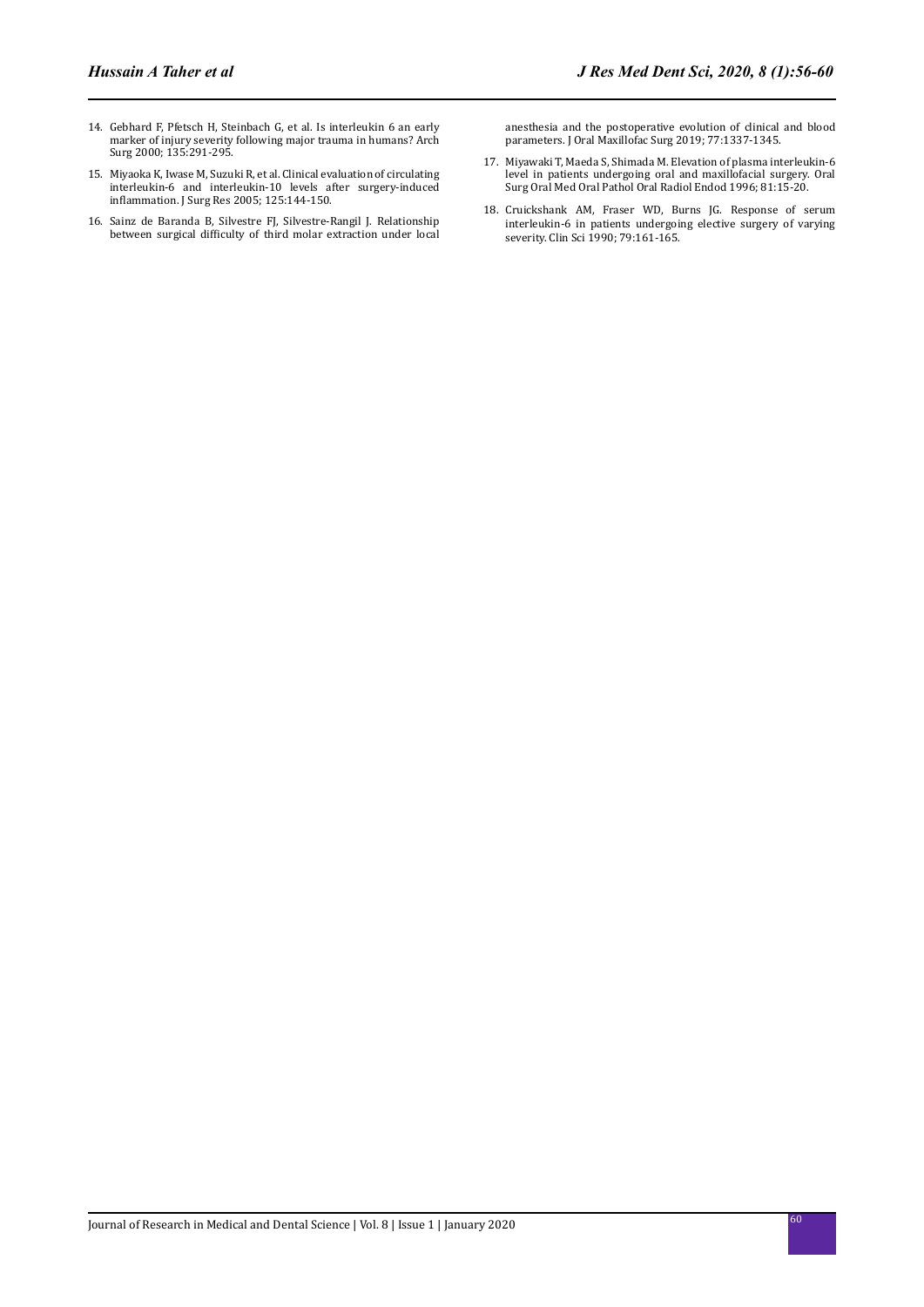14. Gebhard F, Pfetsch H, Steinbach G, et al. Is interleukin 6 an early marker of injury severity following major trauma in humans? Arch Surg 2000; 135:291-295.
15. Miyaoka K, Iwase M, Suzuki R, et al. Clinical evaluation of circulating interleukin-6 and interleukin-10 levels after surgery-induced inflammation. J Surg Res 2005; 125:144-150.
16. Sainz de Baranda B, Silvestre FJ, Silvestre-Rangil J. Relationship between surgical difficulty of third molar extraction under local anesthesia and the postoperative evolution of clinical and blood parameters. J Oral Maxillofac Surg 2019; 77:1337-1345.
17. Miyawaki T, Maeda S, Shimada M. Elevation of plasma interleukin-6 level in patients undergoing oral and maxillofacial surgery. Oral Surg Oral Med Oral Pathol Oral Radiol Endod 1996; 81:15-20.
18. Cruickshank AM, Fraser WD, Burns JG. Response of serum interleukin-6 in patients undergoing elective surgery of varying severity. Clin Sci 1990; 79:161-165.